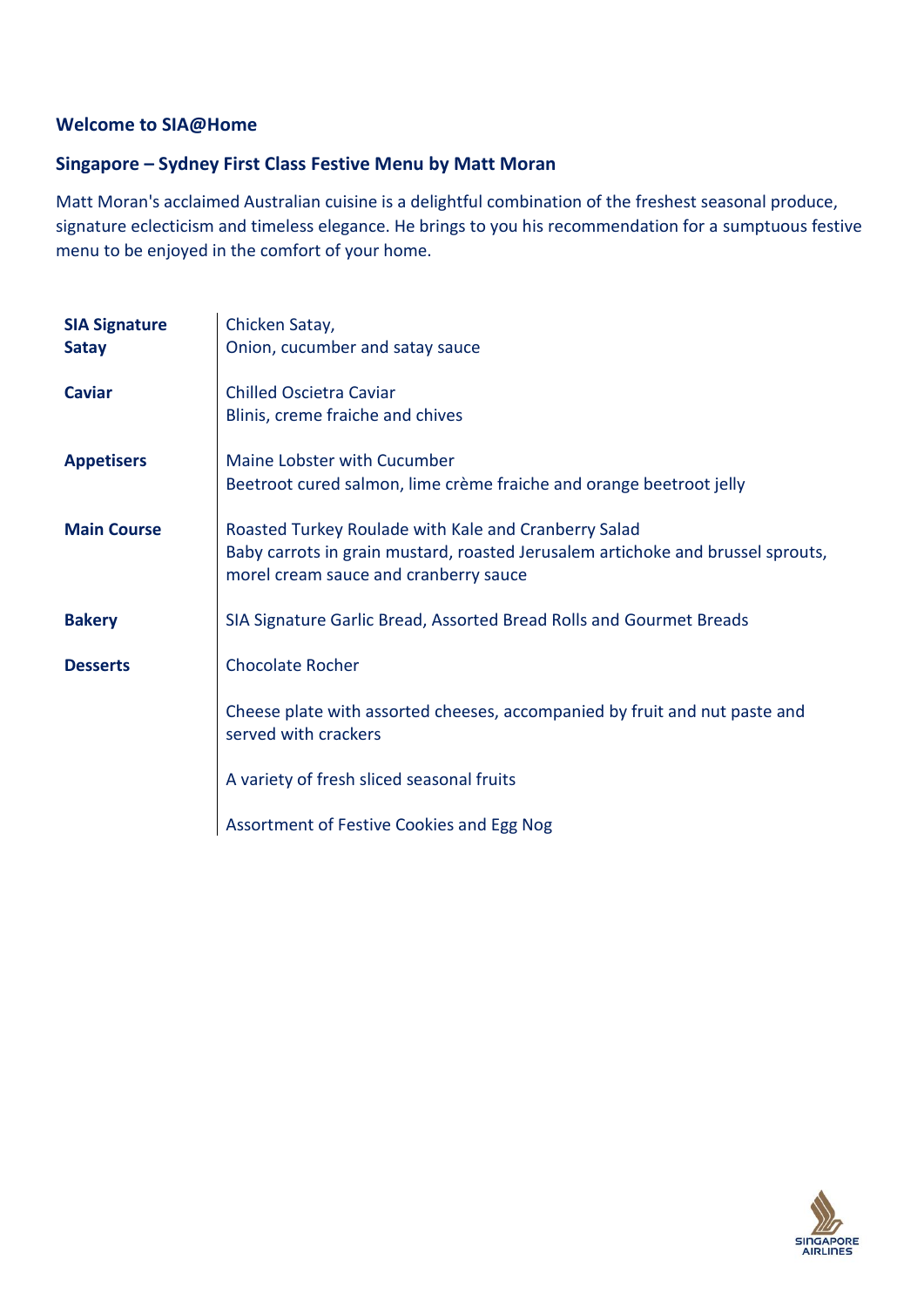## Welcome to SIA@Home

## Singapore – Sydney First Class Festive Menu by Matt Moran

Matt Moran's acclaimed Australian cuisine is a delightful combination of the freshest seasonal produce, signature eclecticism and timeless elegance. He brings to you his recommendation for a sumptuous festive menu to be enjoyed in the comfort of your home.

| | |
|---|---|
| **SIA Signature Satay** | Chicken Satay,<br>Onion, cucumber and satay sauce |
| **Caviar** | Chilled Oscietra Caviar<br>Blinis, creme fraiche and chives |
| **Appetisers** | Maine Lobster with Cucumber<br>Beetroot cured salmon, lime crème fraiche and orange beetroot jelly |
| **Main Course** | Roasted Turkey Roulade with Kale and Cranberry Salad<br>Baby carrots in grain mustard, roasted Jerusalem artichoke and brussel sprouts, morel cream sauce and cranberry sauce |
| **Bakery** | SIA Signature Garlic Bread, Assorted Bread Rolls and Gourmet Breads |
| **Desserts** | Chocolate Rocher<br><br>Cheese plate with assorted cheeses, accompanied by fruit and nut paste and served with crackers<br><br>A variety of fresh sliced seasonal fruits<br><br>Assortment of Festive Cookies and Egg Nog |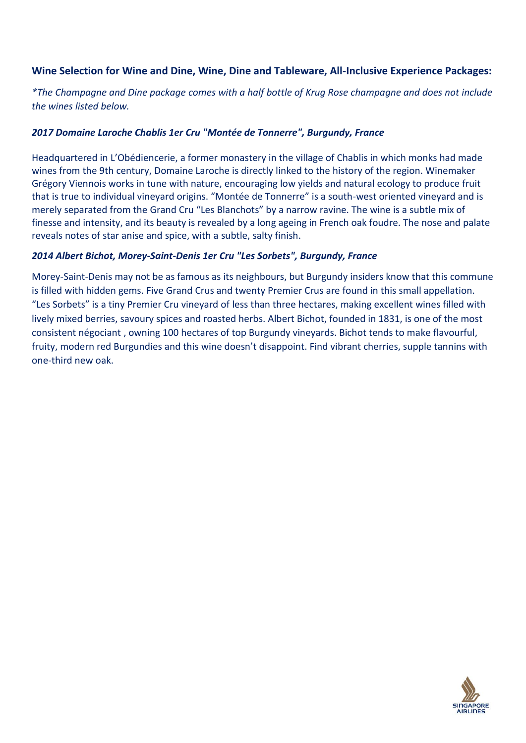**Wine Selection for Wine and Dine, Wine, Dine and Tableware, All-Inclusive Experience Packages:**

*\*The Champagne and Dine package comes with a half bottle of Krug Rose champagne and does not include the wines listed below.*

***2017 Domaine Laroche Chablis 1er Cru "Montée de Tonnerre", Burgundy, France***

Headquartered in L'Obédiencerie, a former monastery in the village of Chablis in which monks had made wines from the 9th century, Domaine Laroche is directly linked to the history of the region. Winemaker Grégory Viennois works in tune with nature, encouraging low yields and natural ecology to produce fruit that is true to individual vineyard origins. "Montée de Tonnerre" is a south-west oriented vineyard and is merely separated from the Grand Cru "Les Blanchots" by a narrow ravine. The wine is a subtle mix of finesse and intensity, and its beauty is revealed by a long ageing in French oak foudre. The nose and palate reveals notes of star anise and spice, with a subtle, salty finish.

***2014 Albert Bichot, Morey-Saint-Denis 1er Cru "Les Sorbets", Burgundy, France***

Morey-Saint-Denis may not be as famous as its neighbours, but Burgundy insiders know that this commune is filled with hidden gems. Five Grand Crus and twenty Premier Crus are found in this small appellation. "Les Sorbets" is a tiny Premier Cru vineyard of less than three hectares, making excellent wines filled with lively mixed berries, savoury spices and roasted herbs. Albert Bichot, founded in 1831, is one of the most consistent négociant , owning 100 hectares of top Burgundy vineyards. Bichot tends to make flavourful, fruity, modern red Burgundies and this wine doesn't disappoint. Find vibrant cherries, supple tannins with one-third new oak.